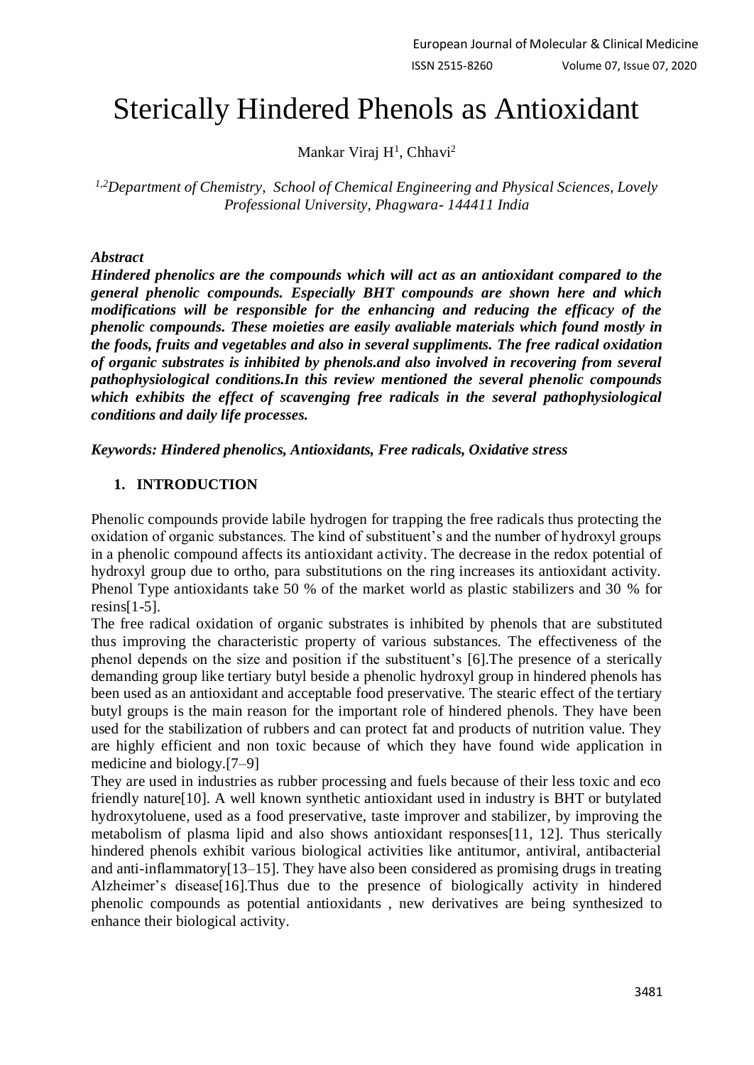# Sterically Hindered Phenols as Antioxidant

Mankar Viraj H[1], Chhavi[2]

*[1,2]Department of Chemistry, School of Chemical Engineering and Physical Sciences, Lovely Professional University, Phagwara- 144411 India*

***Abstract***

***Hindered phenolics are the compounds which will act as an antioxidant compared to the general phenolic compounds. Especially BHT compounds are shown here and which modifications will be responsible for the enhancing and reducing the efficacy of the phenolic compounds. These moieties are easily avaliable materials which found mostly in the foods, fruits and vegetables and also in several suppliments. The free radical oxidation of organic substrates is inhibited by phenols.and also involved in recovering from several pathophysiological conditions.In this review mentioned the several phenolic compounds which exhibits the effect of scavenging free radicals in the several pathophysiological conditions and daily life processes.***

***Keywords: Hindered phenolics, Antioxidants, Free radicals, Oxidative stress***

## 1. INTRODUCTION

Phenolic compounds provide labile hydrogen for trapping the free radicals thus protecting the oxidation of organic substances. The kind of substituent's and the number of hydroxyl groups in a phenolic compound affects its antioxidant activity. The decrease in the redox potential of hydroxyl group due to ortho, para substitutions on the ring increases its antioxidant activity. Phenol Type antioxidants take 50 % of the market world as plastic stabilizers and 30 % for resins[1-5].

The free radical oxidation of organic substrates is inhibited by phenols that are substituted thus improving the characteristic property of various substances. The effectiveness of the phenol depends on the size and position if the substituent's [6].The presence of a sterically demanding group like tertiary butyl beside a phenolic hydroxyl group in hindered phenols has been used as an antioxidant and acceptable food preservative. The stearic effect of the tertiary butyl groups is the main reason for the important role of hindered phenols. They have been used for the stabilization of rubbers and can protect fat and products of nutrition value. They are highly efficient and non toxic because of which they have found wide application in medicine and biology.[7–9]

They are used in industries as rubber processing and fuels because of their less toxic and eco friendly nature[10]. A well known synthetic antioxidant used in industry is BHT or butylated hydroxytoluene, used as a food preservative, taste improver and stabilizer, by improving the metabolism of plasma lipid and also shows antioxidant responses[11, 12]. Thus sterically hindered phenols exhibit various biological activities like antitumor, antiviral, antibacterial and anti-inflammatory[13–15]. They have also been considered as promising drugs in treating Alzheimer's disease[16].Thus due to the presence of biologically activity in hindered phenolic compounds as potential antioxidants , new derivatives are being synthesized to enhance their biological activity.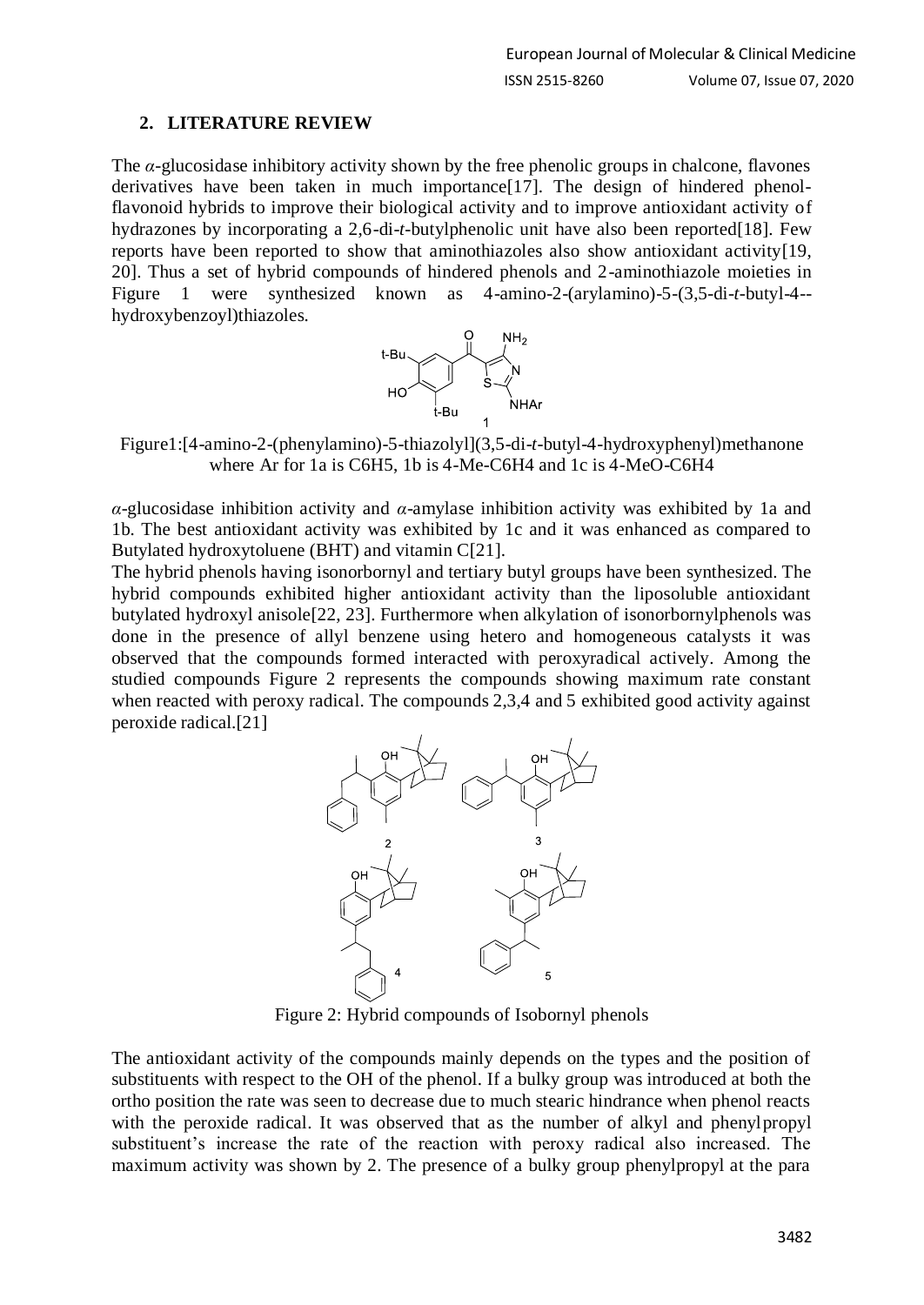## 2. LITERATURE REVIEW

The *α*-glucosidase inhibitory activity shown by the free phenolic groups in chalcone, flavones derivatives have been taken in much importance[17]. The design of hindered phenol-flavonoid hybrids to improve their biological activity and to improve antioxidant activity of hydrazones by incorporating a 2,6-di-*t*-butylphenolic unit have also been reported[18]. Few reports have been reported to show that aminothiazoles also show antioxidant activity[19, 20]. Thus a set of hybrid compounds of hindered phenols and 2-aminothiazole moieties in Figure 1 were synthesized known as 4-amino-2-(arylamino)-5-(3,5-di-*t*-butyl-4--hydroxybenzoyl)thiazoles.

Figure1:[4-amino-2-(phenylamino)-5-thiazolyl](3,5-di-*t*-butyl-4-hydroxyphenyl)methanone where Ar for 1a is C6H5, 1b is 4-Me-C6H4 and 1c is 4-MeO-C6H4

*α*-glucosidase inhibition activity and *α*-amylase inhibition activity was exhibited by 1a and 1b. The best antioxidant activity was exhibited by 1c and it was enhanced as compared to Butylated hydroxytoluene (BHT) and vitamin C[21].

The hybrid phenols having isonorbornyl and tertiary butyl groups have been synthesized. The hybrid compounds exhibited higher antioxidant activity than the liposoluble antioxidant butylated hydroxyl anisole[22, 23]. Furthermore when alkylation of isonorbornylphenols was done in the presence of allyl benzene using hetero and homogeneous catalysts it was observed that the compounds formed interacted with peroxyradical actively. Among the studied compounds Figure 2 represents the compounds showing maximum rate constant when reacted with peroxy radical. The compounds 2,3,4 and 5 exhibited good activity against peroxide radical.[21]

Figure 2: Hybrid compounds of Isobornyl phenols

The antioxidant activity of the compounds mainly depends on the types and the position of substituents with respect to the OH of the phenol. If a bulky group was introduced at both the ortho position the rate was seen to decrease due to much stearic hindrance when phenol reacts with the peroxide radical. It was observed that as the number of alkyl and phenylpropyl substituent's increase the rate of the reaction with peroxy radical also increased. The maximum activity was shown by 2. The presence of a bulky group phenylpropyl at the para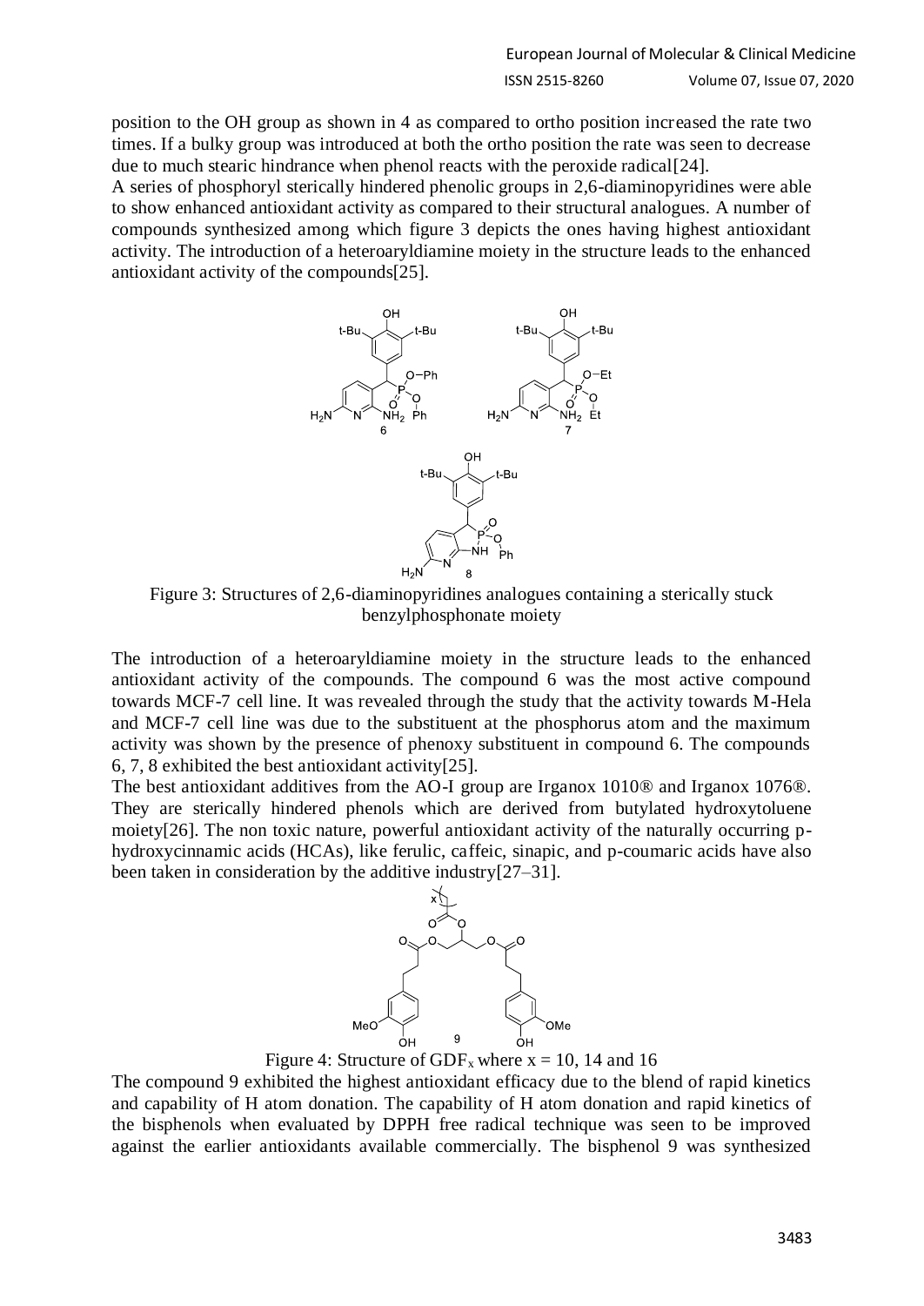position to the OH group as shown in 4 as compared to ortho position increased the rate two times. If a bulky group was introduced at both the ortho position the rate was seen to decrease due to much stearic hindrance when phenol reacts with the peroxide radical[24].

A series of phosphoryl sterically hindered phenolic groups in 2,6-diaminopyridines were able to show enhanced antioxidant activity as compared to their structural analogues. A number of compounds synthesized among which figure 3 depicts the ones having highest antioxidant activity. The introduction of a heteroaryldiamine moiety in the structure leads to the enhanced antioxidant activity of the compounds[25].

Figure 3: Structures of 2,6-diaminopyridines analogues containing a sterically stuck benzylphosphonate moiety

The introduction of a heteroaryldiamine moiety in the structure leads to the enhanced antioxidant activity of the compounds. The compound 6 was the most active compound towards MCF-7 cell line. It was revealed through the study that the activity towards M-Hela and MCF-7 cell line was due to the substituent at the phosphorus atom and the maximum activity was shown by the presence of phenoxy substituent in compound 6. The compounds 6, 7, 8 exhibited the best antioxidant activity[25].

The best antioxidant additives from the AO-I group are Irganox 1010® and Irganox 1076®. They are sterically hindered phenols which are derived from butylated hydroxytoluene moiety[26]. The non toxic nature, powerful antioxidant activity of the naturally occurring p-hydroxycinnamic acids (HCAs), like ferulic, caffeic, sinapic, and p-coumaric acids have also been taken in consideration by the additive industry[27–31].

Figure 4: Structure of $GDF_x$ where x = 10, 14 and 16

The compound 9 exhibited the highest antioxidant efficacy due to the blend of rapid kinetics and capability of H atom donation. The capability of H atom donation and rapid kinetics of the bisphenols when evaluated by DPPH free radical technique was seen to be improved against the earlier antioxidants available commercially. The bisphenol 9 was synthesized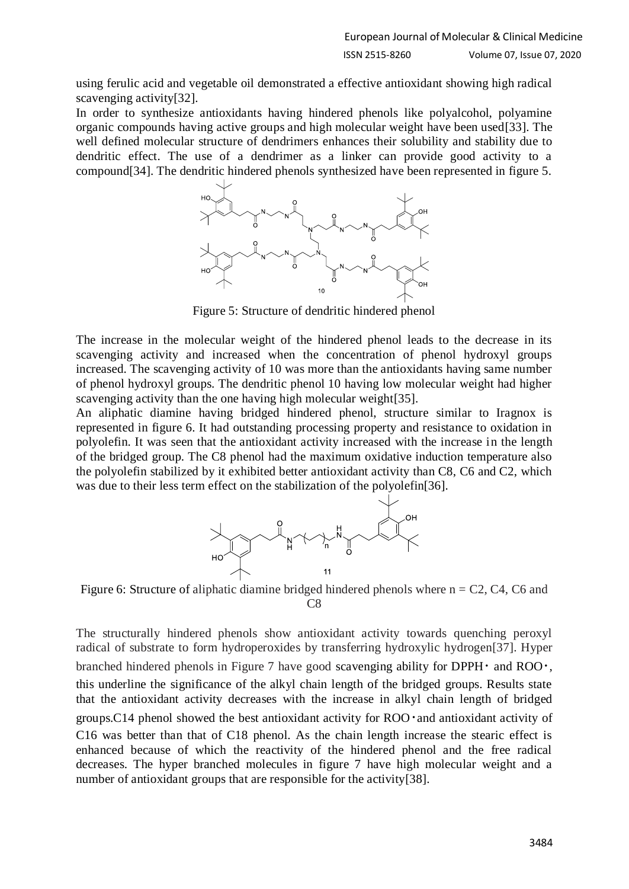using ferulic acid and vegetable oil demonstrated a effective antioxidant showing high radical scavenging activity[32].

In order to synthesize antioxidants having hindered phenols like polyalcohol, polyamine organic compounds having active groups and high molecular weight have been used[33]. The well defined molecular structure of dendrimers enhances their solubility and stability due to dendritic effect. The use of a dendrimer as a linker can provide good activity to a compound[34]. The dendritic hindered phenols synthesized have been represented in figure 5.

Figure 5: Structure of dendritic hindered phenol

The increase in the molecular weight of the hindered phenol leads to the decrease in its scavenging activity and increased when the concentration of phenol hydroxyl groups increased. The scavenging activity of 10 was more than the antioxidants having same number of phenol hydroxyl groups. The dendritic phenol 10 having low molecular weight had higher scavenging activity than the one having high molecular weight[35].

An aliphatic diamine having bridged hindered phenol, structure similar to Iragnox is represented in figure 6. It had outstanding processing property and resistance to oxidation in polyolefin. It was seen that the antioxidant activity increased with the increase in the length of the bridged group. The C8 phenol had the maximum oxidative induction temperature also the polyolefin stabilized by it exhibited better antioxidant activity than C8, C6 and C2, which was due to their less term effect on the stabilization of the polyolefin[36].

Figure 6: Structure of aliphatic diamine bridged hindered phenols where n = C2, C4, C6 and C8

The structurally hindered phenols show antioxidant activity towards quenching peroxyl radical of substrate to form hydroperoxides by transferring hydroxylic hydrogen[37]. Hyper branched hindered phenols in Figure 7 have good scavenging ability for DPPH• and ROO•, this underline the significance of the alkyl chain length of the bridged groups. Results state that the antioxidant activity decreases with the increase in alkyl chain length of bridged groups.C14 phenol showed the best antioxidant activity for ROO•and antioxidant activity of C16 was better than that of C18 phenol. As the chain length increase the stearic effect is enhanced because of which the reactivity of the hindered phenol and the free radical decreases. The hyper branched molecules in figure 7 have high molecular weight and a number of antioxidant groups that are responsible for the activity[38].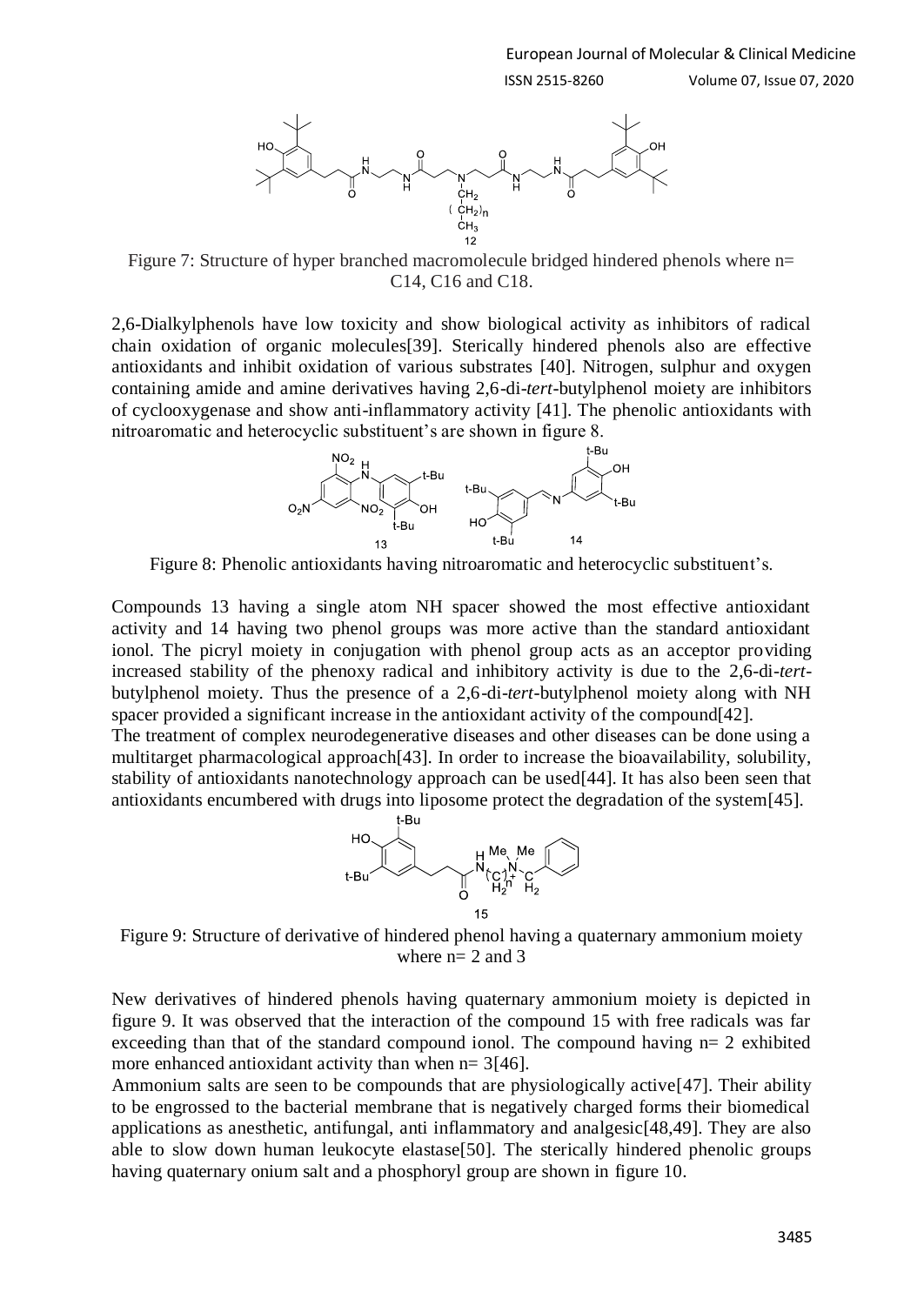Figure 7: Structure of hyper branched macromolecule bridged hindered phenols where n= C14, C16 and C18.

2,6-Dialkylphenols have low toxicity and show biological activity as inhibitors of radical chain oxidation of organic molecules[39]. Sterically hindered phenols also are effective antioxidants and inhibit oxidation of various substrates [40]. Nitrogen, sulphur and oxygen containing amide and amine derivatives having 2,6-di-*tert*-butylphenol moiety are inhibitors of cyclooxygenase and show anti-inflammatory activity [41]. The phenolic antioxidants with nitroaromatic and heterocyclic substituent's are shown in figure 8.

Figure 8: Phenolic antioxidants having nitroaromatic and heterocyclic substituent's.

Compounds 13 having a single atom NH spacer showed the most effective antioxidant activity and 14 having two phenol groups was more active than the standard antioxidant ionol. The picryl moiety in conjugation with phenol group acts as an acceptor providing increased stability of the phenoxy radical and inhibitory activity is due to the 2,6-di-*tert*-butylphenol moiety. Thus the presence of a 2,6-di-*tert*-butylphenol moiety along with NH spacer provided a significant increase in the antioxidant activity of the compound[42].

The treatment of complex neurodegenerative diseases and other diseases can be done using a multitarget pharmacological approach[43]. In order to increase the bioavailability, solubility, stability of antioxidants nanotechnology approach can be used[44]. It has also been seen that antioxidants encumbered with drugs into liposome protect the degradation of the system[45].

Figure 9: Structure of derivative of hindered phenol having a quaternary ammonium moiety where n= 2 and 3

New derivatives of hindered phenols having quaternary ammonium moiety is depicted in figure 9. It was observed that the interaction of the compound 15 with free radicals was far exceeding than that of the standard compound ionol. The compound having n= 2 exhibited more enhanced antioxidant activity than when n= 3[46].

Ammonium salts are seen to be compounds that are physiologically active[47]. Their ability to be engrossed to the bacterial membrane that is negatively charged forms their biomedical applications as anesthetic, antifungal, anti inflammatory and analgesic[48,49]. They are also able to slow down human leukocyte elastase[50]. The sterically hindered phenolic groups having quaternary onium salt and a phosphoryl group are shown in figure 10.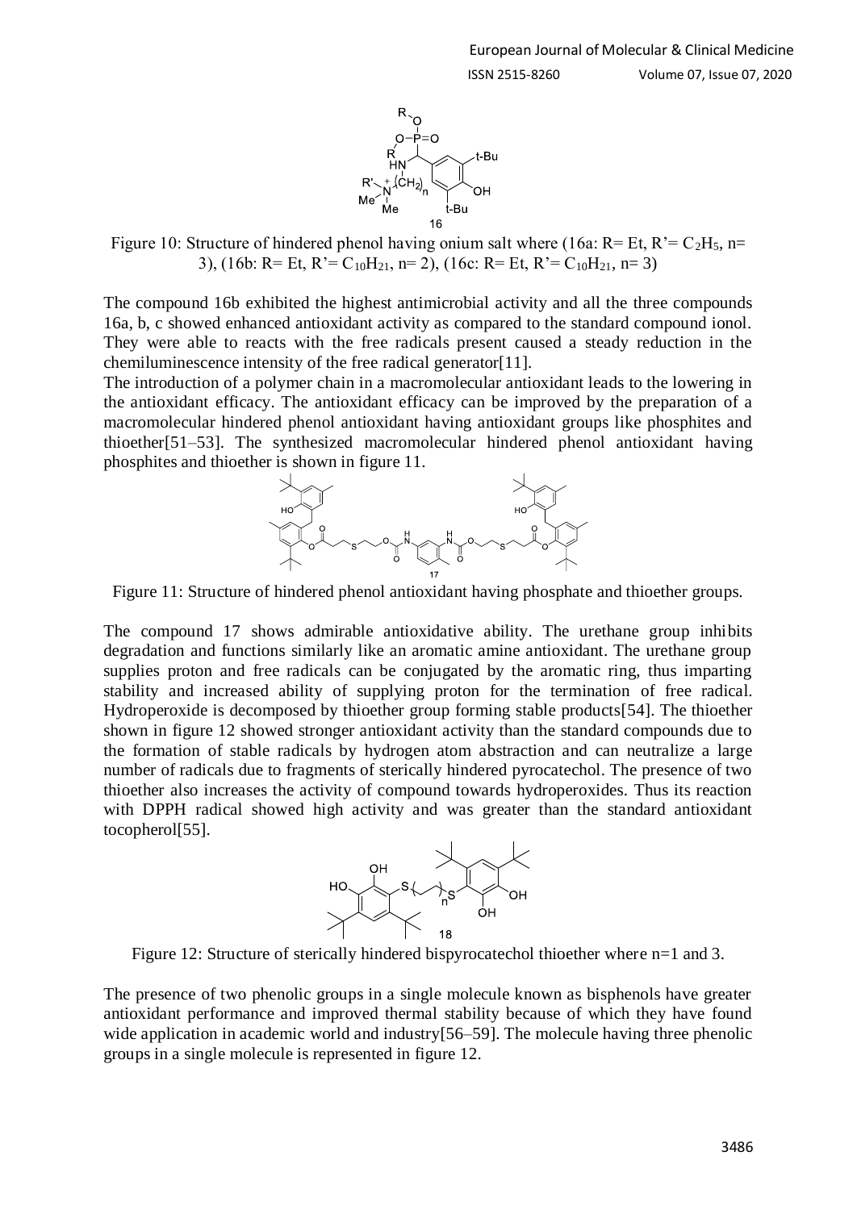Figure 10: Structure of hindered phenol having onium salt where (16a: R= Et, R'= $C_2H_5$, n= 3), (16b: R= Et, R'= $C_{10}H_{21}$, n= 2), (16c: R= Et, R'= $C_{10}H_{21}$, n= 3)

The compound 16b exhibited the highest antimicrobial activity and all the three compounds 16a, b, c showed enhanced antioxidant activity as compared to the standard compound ionol. They were able to reacts with the free radicals present caused a steady reduction in the chemiluminescence intensity of the free radical generator[11].

The introduction of a polymer chain in a macromolecular antioxidant leads to the lowering in the antioxidant efficacy. The antioxidant efficacy can be improved by the preparation of a macromolecular hindered phenol antioxidant having antioxidant groups like phosphites and thioether[51–53]. The synthesized macromolecular hindered phenol antioxidant having phosphites and thioether is shown in figure 11.

Figure 11: Structure of hindered phenol antioxidant having phosphate and thioether groups.

The compound 17 shows admirable antioxidative ability. The urethane group inhibits degradation and functions similarly like an aromatic amine antioxidant. The urethane group supplies proton and free radicals can be conjugated by the aromatic ring, thus imparting stability and increased ability of supplying proton for the termination of free radical. Hydroperoxide is decomposed by thioether group forming stable products[54]. The thioether shown in figure 12 showed stronger antioxidant activity than the standard compounds due to the formation of stable radicals by hydrogen atom abstraction and can neutralize a large number of radicals due to fragments of sterically hindered pyrocatechol. The presence of two thioether also increases the activity of compound towards hydroperoxides. Thus its reaction with DPPH radical showed high activity and was greater than the standard antioxidant tocopherol[55].

Figure 12: Structure of sterically hindered bispyrocatechol thioether where n=1 and 3.

The presence of two phenolic groups in a single molecule known as bisphenols have greater antioxidant performance and improved thermal stability because of which they have found wide application in academic world and industry[56–59]. The molecule having three phenolic groups in a single molecule is represented in figure 12.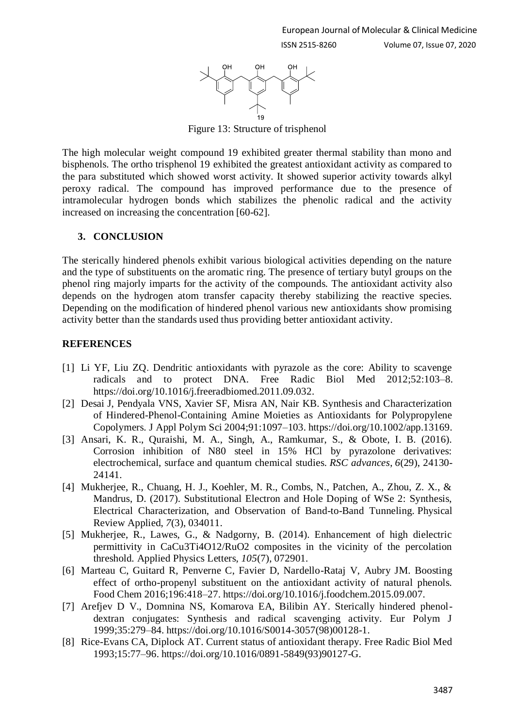Figure 13: Structure of trisphenol

The high molecular weight compound 19 exhibited greater thermal stability than mono and bisphenols. The ortho trisphenol 19 exhibited the greatest antioxidant activity as compared to the para substituted which showed worst activity. It showed superior activity towards alkyl peroxy radical. The compound has improved performance due to the presence of intramolecular hydrogen bonds which stabilizes the phenolic radical and the activity increased on increasing the concentration [60-62].

## 3. CONCLUSION

The sterically hindered phenols exhibit various biological activities depending on the nature and the type of substituents on the aromatic ring. The presence of tertiary butyl groups on the phenol ring majorly imparts for the activity of the compounds. The antioxidant activity also depends on the hydrogen atom transfer capacity thereby stabilizing the reactive species. Depending on the modification of hindered phenol various new antioxidants show promising activity better than the standards used thus providing better antioxidant activity.

## REFERENCES

[1] Li YF, Liu ZQ. Dendritic antioxidants with pyrazole as the core: Ability to scavenge radicals and to protect DNA. Free Radic Biol Med 2012;52:103–8. https://doi.org/10.1016/j.freeradbiomed.2011.09.032.

[2] Desai J, Pendyala VNS, Xavier SF, Misra AN, Nair KB. Synthesis and Characterization of Hindered-Phenol-Containing Amine Moieties as Antioxidants for Polypropylene Copolymers. J Appl Polym Sci 2004;91:1097–103. https://doi.org/10.1002/app.13169.

[3] Ansari, K. R., Quraishi, M. A., Singh, A., Ramkumar, S., & Obote, I. B. (2016). Corrosion inhibition of N80 steel in 15% HCl by pyrazolone derivatives: electrochemical, surface and quantum chemical studies. *RSC advances*, *6*(29), 24130-24141.

[4] Mukherjee, R., Chuang, H. J., Koehler, M. R., Combs, N., Patchen, A., Zhou, Z. X., & Mandrus, D. (2017). Substitutional Electron and Hole Doping of WSe 2: Synthesis, Electrical Characterization, and Observation of Band-to-Band Tunneling. Physical Review Applied, *7*(3), 034011.

[5] Mukherjee, R., Lawes, G., & Nadgorny, B. (2014). Enhancement of high dielectric permittivity in CaCu3Ti4O12/RuO2 composites in the vicinity of the percolation threshold. Applied Physics Letters, *105*(7), 072901.

[6] Marteau C, Guitard R, Penverne C, Favier D, Nardello-Rataj V, Aubry JM. Boosting effect of ortho-propenyl substituent on the antioxidant activity of natural phenols. Food Chem 2016;196:418–27. https://doi.org/10.1016/j.foodchem.2015.09.007.

[7] Arefjev D V., Domnina NS, Komarova EA, Bilibin AY. Sterically hindered phenol-dextran conjugates: Synthesis and radical scavenging activity. Eur Polym J 1999;35:279–84. https://doi.org/10.1016/S0014-3057(98)00128-1.

[8] Rice-Evans CA, Diplock AT. Current status of antioxidant therapy. Free Radic Biol Med 1993;15:77–96. https://doi.org/10.1016/0891-5849(93)90127-G.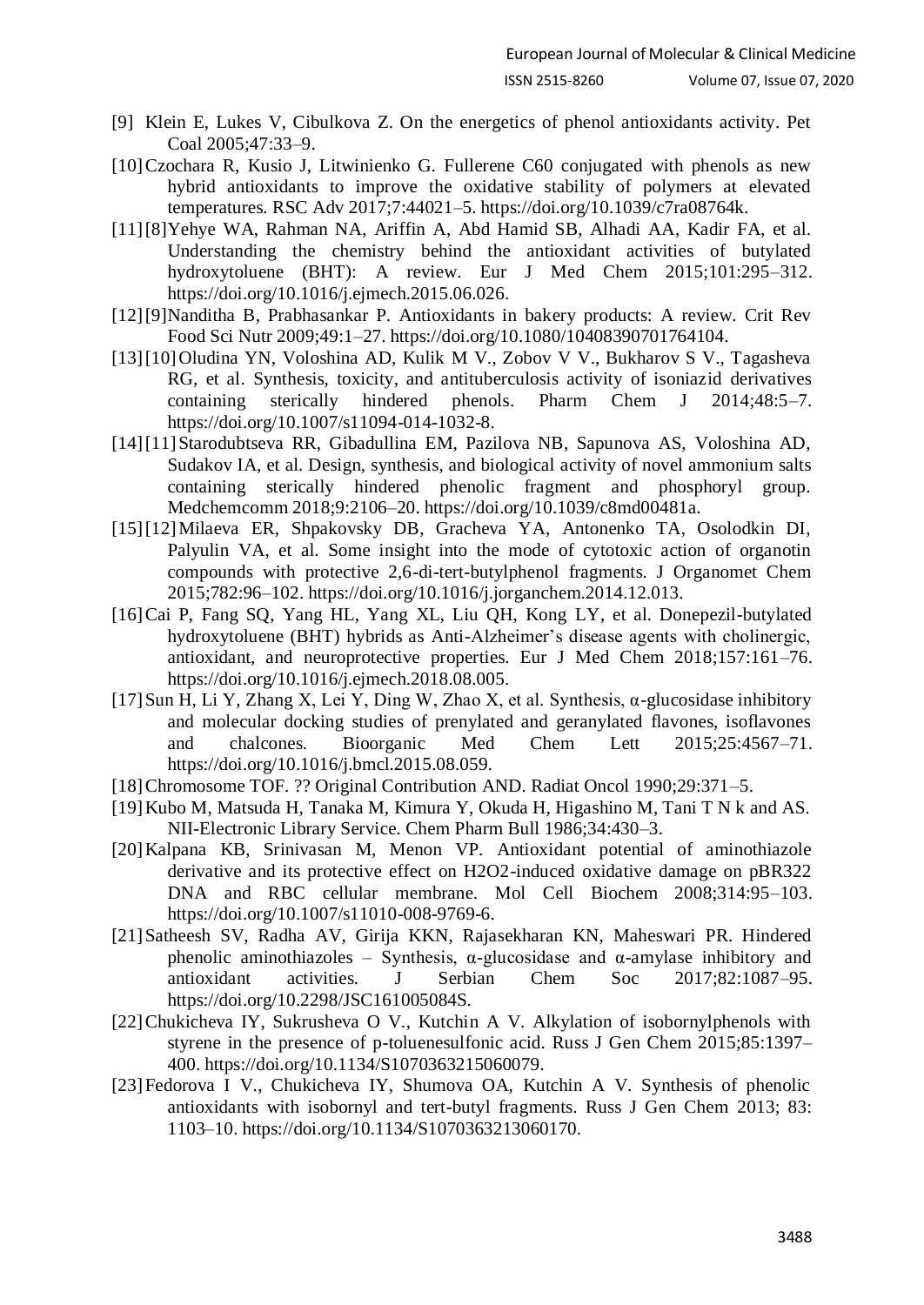[9] Klein E, Lukes V, Cibulkova Z. On the energetics of phenol antioxidants activity. Pet Coal 2005;47:33–9.

[10] Czochara R, Kusio J, Litwinienko G. Fullerene C60 conjugated with phenols as new hybrid antioxidants to improve the oxidative stability of polymers at elevated temperatures. RSC Adv 2017;7:44021–5. https://doi.org/10.1039/c7ra08764k.

[11] [8]Yehye WA, Rahman NA, Ariffin A, Abd Hamid SB, Alhadi AA, Kadir FA, et al. Understanding the chemistry behind the antioxidant activities of butylated hydroxytoluene (BHT): A review. Eur J Med Chem 2015;101:295–312. https://doi.org/10.1016/j.ejmech.2015.06.026.

[12] [9]Nanditha B, Prabhasankar P. Antioxidants in bakery products: A review. Crit Rev Food Sci Nutr 2009;49:1–27. https://doi.org/10.1080/10408390701764104.

[13] [10] Oludina YN, Voloshina AD, Kulik M V., Zobov V V., Bukharov S V., Tagasheva RG, et al. Synthesis, toxicity, and antituberculosis activity of isoniazid derivatives containing sterically hindered phenols. Pharm Chem J 2014;48:5–7. https://doi.org/10.1007/s11094-014-1032-8.

[14] [11] Starodubtseva RR, Gibadullina EM, Pazilova NB, Sapunova AS, Voloshina AD, Sudakov IA, et al. Design, synthesis, and biological activity of novel ammonium salts containing sterically hindered phenolic fragment and phosphoryl group. Medchemcomm 2018;9:2106–20. https://doi.org/10.1039/c8md00481a.

[15] [12] Milaeva ER, Shpakovsky DB, Gracheva YA, Antonenko TA, Osolodkin DI, Palyulin VA, et al. Some insight into the mode of cytotoxic action of organotin compounds with protective 2,6-di-tert-butylphenol fragments. J Organomet Chem 2015;782:96–102. https://doi.org/10.1016/j.jorganchem.2014.12.013.

[16] Cai P, Fang SQ, Yang HL, Yang XL, Liu QH, Kong LY, et al. Donepezil-butylated hydroxytoluene (BHT) hybrids as Anti-Alzheimer's disease agents with cholinergic, antioxidant, and neuroprotective properties. Eur J Med Chem 2018;157:161–76. https://doi.org/10.1016/j.ejmech.2018.08.005.

[17] Sun H, Li Y, Zhang X, Lei Y, Ding W, Zhao X, et al. Synthesis, α-glucosidase inhibitory and molecular docking studies of prenylated and geranylated flavones, isoflavones and chalcones. Bioorganic Med Chem Lett 2015;25:4567–71. https://doi.org/10.1016/j.bmcl.2015.08.059.

[18] Chromosome TOF. ?? Original Contribution AND. Radiat Oncol 1990;29:371–5.

[19] Kubo M, Matsuda H, Tanaka M, Kimura Y, Okuda H, Higashino M, Tani T N k and AS. NII-Electronic Library Service. Chem Pharm Bull 1986;34:430–3.

[20] Kalpana KB, Srinivasan M, Menon VP. Antioxidant potential of aminothiazole derivative and its protective effect on H2O2-induced oxidative damage on pBR322 DNA and RBC cellular membrane. Mol Cell Biochem 2008;314:95–103. https://doi.org/10.1007/s11010-008-9769-6.

[21] Satheesh SV, Radha AV, Girija KKN, Rajasekharan KN, Maheswari PR. Hindered phenolic aminothiazoles – Synthesis, α-glucosidase and α-amylase inhibitory and antioxidant activities. J Serbian Chem Soc 2017;82:1087–95. https://doi.org/10.2298/JSC161005084S.

[22] Chukicheva IY, Sukrusheva O V., Kutchin A V. Alkylation of isobornylphenols with styrene in the presence of p-toluenesulfonic acid. Russ J Gen Chem 2015;85:1397–400. https://doi.org/10.1134/S1070363215060079.

[23] Fedorova I V., Chukicheva IY, Shumova OA, Kutchin A V. Synthesis of phenolic antioxidants with isobornyl and tert-butyl fragments. Russ J Gen Chem 2013; 83: 1103–10. https://doi.org/10.1134/S1070363213060170.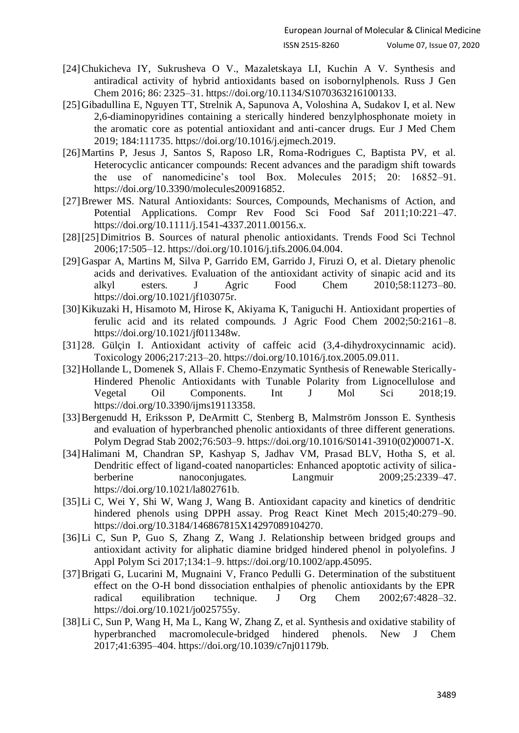[24] Chukicheva IY, Sukrusheva O V., Mazaletskaya LI, Kuchin A V. Synthesis and antiradical activity of hybrid antioxidants based on isobornylphenols. Russ J Gen Chem 2016; 86: 2325–31. https://doi.org/10.1134/S1070363216100133.

[25] Gibadullina E, Nguyen TT, Strelnik A, Sapunova A, Voloshina A, Sudakov I, et al. New 2,6-diaminopyridines containing a sterically hindered benzylphosphonate moiety in the aromatic core as potential antioxidant and anti-cancer drugs. Eur J Med Chem 2019; 184:111735. https://doi.org/10.1016/j.ejmech.2019.

[26] Martins P, Jesus J, Santos S, Raposo LR, Roma-Rodrigues C, Baptista PV, et al. Heterocyclic anticancer compounds: Recent advances and the paradigm shift towards the use of nanomedicine's tool Box. Molecules 2015; 20: 16852–91. https://doi.org/10.3390/molecules200916852.

[27] Brewer MS. Natural Antioxidants: Sources, Compounds, Mechanisms of Action, and Potential Applications. Compr Rev Food Sci Food Saf 2011;10:221–47. https://doi.org/10.1111/j.1541-4337.2011.00156.x.

[28] [25] Dimitrios B. Sources of natural phenolic antioxidants. Trends Food Sci Technol 2006;17:505–12. https://doi.org/10.1016/j.tifs.2006.04.004.

[29] Gaspar A, Martins M, Silva P, Garrido EM, Garrido J, Firuzi O, et al. Dietary phenolic acids and derivatives. Evaluation of the antioxidant activity of sinapic acid and its alkyl esters. J Agric Food Chem 2010;58:11273–80. https://doi.org/10.1021/jf103075r.

[30] Kikuzaki H, Hisamoto M, Hirose K, Akiyama K, Taniguchi H. Antioxidant properties of ferulic acid and its related compounds. J Agric Food Chem 2002;50:2161–8. https://doi.org/10.1021/jf011348w.

[31] 28. Gülçin I. Antioxidant activity of caffeic acid (3,4-dihydroxycinnamic acid). Toxicology 2006;217:213–20. https://doi.org/10.1016/j.tox.2005.09.011.

[32] Hollande L, Domenek S, Allais F. Chemo-Enzymatic Synthesis of Renewable Sterically-Hindered Phenolic Antioxidants with Tunable Polarity from Lignocellulose and Vegetal Oil Components. Int J Mol Sci 2018;19. https://doi.org/10.3390/ijms19113358.

[33] Bergenudd H, Eriksson P, DeArmitt C, Stenberg B, Malmström Jonsson E. Synthesis and evaluation of hyperbranched phenolic antioxidants of three different generations. Polym Degrad Stab 2002;76:503–9. https://doi.org/10.1016/S0141-3910(02)00071-X.

[34] Halimani M, Chandran SP, Kashyap S, Jadhav VM, Prasad BLV, Hotha S, et al. Dendritic effect of ligand-coated nanoparticles: Enhanced apoptotic activity of silica-berberine nanoconjugates. Langmuir 2009;25:2339–47. https://doi.org/10.1021/la802761b.

[35] Li C, Wei Y, Shi W, Wang J, Wang B. Antioxidant capacity and kinetics of dendritic hindered phenols using DPPH assay. Prog React Kinet Mech 2015;40:279–90. https://doi.org/10.3184/146867815X14297089104270.

[36] Li C, Sun P, Guo S, Zhang Z, Wang J. Relationship between bridged groups and antioxidant activity for aliphatic diamine bridged hindered phenol in polyolefins. J Appl Polym Sci 2017;134:1–9. https://doi.org/10.1002/app.45095.

[37] Brigati G, Lucarini M, Mugnaini V, Franco Pedulli G. Determination of the substituent effect on the O-H bond dissociation enthalpies of phenolic antioxidants by the EPR radical equilibration technique. J Org Chem 2002;67:4828–32. https://doi.org/10.1021/jo025755y.

[38] Li C, Sun P, Wang H, Ma L, Kang W, Zhang Z, et al. Synthesis and oxidative stability of hyperbranched macromolecule-bridged hindered phenols. New J Chem 2017;41:6395–404. https://doi.org/10.1039/c7nj01179b.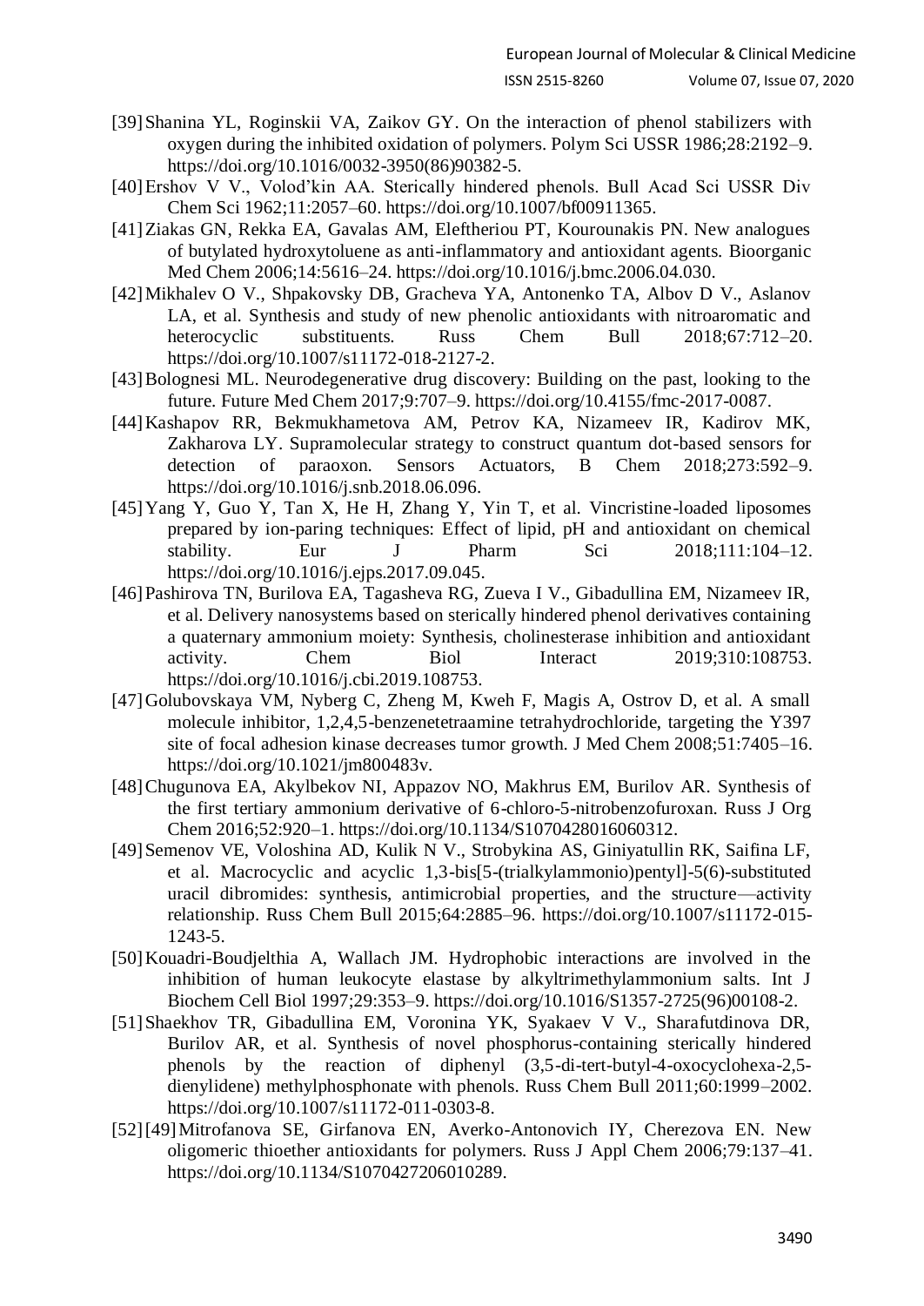[39] Shanina YL, Roginskii VA, Zaikov GY. On the interaction of phenol stabilizers with oxygen during the inhibited oxidation of polymers. Polym Sci USSR 1986;28:2192–9. https://doi.org/10.1016/0032-3950(86)90382-5.

[40] Ershov V V., Volod'kin AA. Sterically hindered phenols. Bull Acad Sci USSR Div Chem Sci 1962;11:2057–60. https://doi.org/10.1007/bf00911365.

[41] Ziakas GN, Rekka EA, Gavalas AM, Eleftheriou PT, Kourounakis PN. New analogues of butylated hydroxytoluene as anti-inflammatory and antioxidant agents. Bioorganic Med Chem 2006;14:5616–24. https://doi.org/10.1016/j.bmc.2006.04.030.

[42] Mikhalev O V., Shpakovsky DB, Gracheva YA, Antonenko TA, Albov D V., Aslanov LA, et al. Synthesis and study of new phenolic antioxidants with nitroaromatic and heterocyclic substituents. Russ Chem Bull 2018;67:712–20. https://doi.org/10.1007/s11172-018-2127-2.

[43] Bolognesi ML. Neurodegenerative drug discovery: Building on the past, looking to the future. Future Med Chem 2017;9:707–9. https://doi.org/10.4155/fmc-2017-0087.

[44] Kashapov RR, Bekmukhametova AM, Petrov KA, Nizameev IR, Kadirov MK, Zakharova LY. Supramolecular strategy to construct quantum dot-based sensors for detection of paraoxon. Sensors Actuators, B Chem 2018;273:592–9. https://doi.org/10.1016/j.snb.2018.06.096.

[45] Yang Y, Guo Y, Tan X, He H, Zhang Y, Yin T, et al. Vincristine-loaded liposomes prepared by ion-paring techniques: Effect of lipid, pH and antioxidant on chemical stability. Eur J Pharm Sci 2018;111:104–12. https://doi.org/10.1016/j.ejps.2017.09.045.

[46] Pashirova TN, Burilova EA, Tagasheva RG, Zueva I V., Gibadullina EM, Nizameev IR, et al. Delivery nanosystems based on sterically hindered phenol derivatives containing a quaternary ammonium moiety: Synthesis, cholinesterase inhibition and antioxidant activity. Chem Biol Interact 2019;310:108753. https://doi.org/10.1016/j.cbi.2019.108753.

[47] Golubovskaya VM, Nyberg C, Zheng M, Kweh F, Magis A, Ostrov D, et al. A small molecule inhibitor, 1,2,4,5-benzenetetraamine tetrahydrochloride, targeting the Y397 site of focal adhesion kinase decreases tumor growth. J Med Chem 2008;51:7405–16. https://doi.org/10.1021/jm800483v.

[48] Chugunova EA, Akylbekov NI, Appazov NO, Makhrus EM, Burilov AR. Synthesis of the first tertiary ammonium derivative of 6-chloro-5-nitrobenzofuroxan. Russ J Org Chem 2016;52:920–1. https://doi.org/10.1134/S1070428016060312.

[49] Semenov VE, Voloshina AD, Kulik N V., Strobykina AS, Giniyatullin RK, Saifina LF, et al. Macrocyclic and acyclic 1,3-bis[5-(trialkylammonio)pentyl]-5(6)-substituted uracil dibromides: synthesis, antimicrobial properties, and the structure—activity relationship. Russ Chem Bull 2015;64:2885–96. https://doi.org/10.1007/s11172-015-1243-5.

[50] Kouadri-Boudjelthia A, Wallach JM. Hydrophobic interactions are involved in the inhibition of human leukocyte elastase by alkyltrimethylammonium salts. Int J Biochem Cell Biol 1997;29:353–9. https://doi.org/10.1016/S1357-2725(96)00108-2.

[51] Shaekhov TR, Gibadullina EM, Voronina YK, Syakaev V V., Sharafutdinova DR, Burilov AR, et al. Synthesis of novel phosphorus-containing sterically hindered phenols by the reaction of diphenyl (3,5-di-tert-butyl-4-oxocyclohexa-2,5-dienylidene) methylphosphonate with phenols. Russ Chem Bull 2011;60:1999–2002. https://doi.org/10.1007/s11172-011-0303-8.

[52] [49] Mitrofanova SE, Girfanova EN, Averko-Antonovich IY, Cherezova EN. New oligomeric thioether antioxidants for polymers. Russ J Appl Chem 2006;79:137–41. https://doi.org/10.1134/S1070427206010289.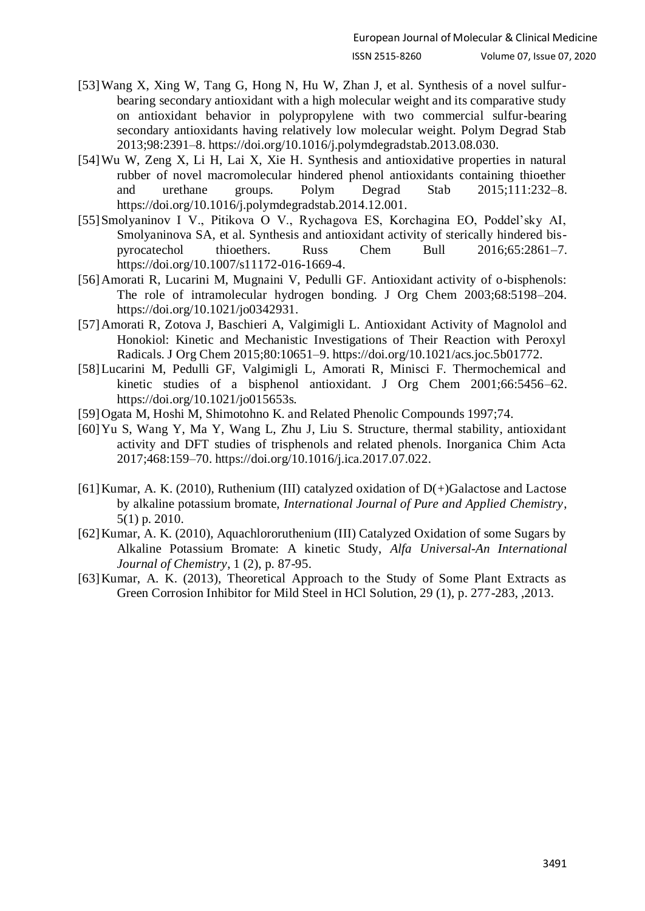[53] Wang X, Xing W, Tang G, Hong N, Hu W, Zhan J, et al. Synthesis of a novel sulfur-bearing secondary antioxidant with a high molecular weight and its comparative study on antioxidant behavior in polypropylene with two commercial sulfur-bearing secondary antioxidants having relatively low molecular weight. Polym Degrad Stab 2013;98:2391–8. https://doi.org/10.1016/j.polymdegradstab.2013.08.030.

[54] Wu W, Zeng X, Li H, Lai X, Xie H. Synthesis and antioxidative properties in natural rubber of novel macromolecular hindered phenol antioxidants containing thioether and urethane groups. Polym Degrad Stab 2015;111:232–8. https://doi.org/10.1016/j.polymdegradstab.2014.12.001.

[55] Smolyaninov I V., Pitikova O V., Rychagova ES, Korchagina EO, Poddel'sky AI, Smolyaninova SA, et al. Synthesis and antioxidant activity of sterically hindered bis-pyrocatechol thioethers. Russ Chem Bull 2016;65:2861–7. https://doi.org/10.1007/s11172-016-1669-4.

[56] Amorati R, Lucarini M, Mugnaini V, Pedulli GF. Antioxidant activity of o-bisphenols: The role of intramolecular hydrogen bonding. J Org Chem 2003;68:5198–204. https://doi.org/10.1021/jo0342931.

[57] Amorati R, Zotova J, Baschieri A, Valgimigli L. Antioxidant Activity of Magnolol and Honokiol: Kinetic and Mechanistic Investigations of Their Reaction with Peroxyl Radicals. J Org Chem 2015;80:10651–9. https://doi.org/10.1021/acs.joc.5b01772.

[58] Lucarini M, Pedulli GF, Valgimigli L, Amorati R, Minisci F. Thermochemical and kinetic studies of a bisphenol antioxidant. J Org Chem 2001;66:5456–62. https://doi.org/10.1021/jo015653s.

[59] Ogata M, Hoshi M, Shimotohno K. and Related Phenolic Compounds 1997;74.

[60] Yu S, Wang Y, Ma Y, Wang L, Zhu J, Liu S. Structure, thermal stability, antioxidant activity and DFT studies of trisphenols and related phenols. Inorganica Chim Acta 2017;468:159–70. https://doi.org/10.1016/j.ica.2017.07.022.

[61] Kumar, A. K. (2010), Ruthenium (III) catalyzed oxidation of D(+)Galactose and Lactose by alkaline potassium bromate, *International Journal of Pure and Applied Chemistry*, 5(1) p. 2010.

[62] Kumar, A. K. (2010), Aquachlororuthenium (III) Catalyzed Oxidation of some Sugars by Alkaline Potassium Bromate: A kinetic Study, *Alfa Universal-An International Journal of Chemistry*, 1 (2), p. 87-95.

[63] Kumar, A. K. (2013), Theoretical Approach to the Study of Some Plant Extracts as Green Corrosion Inhibitor for Mild Steel in HCl Solution, 29 (1), p. 277-283, ,2013.